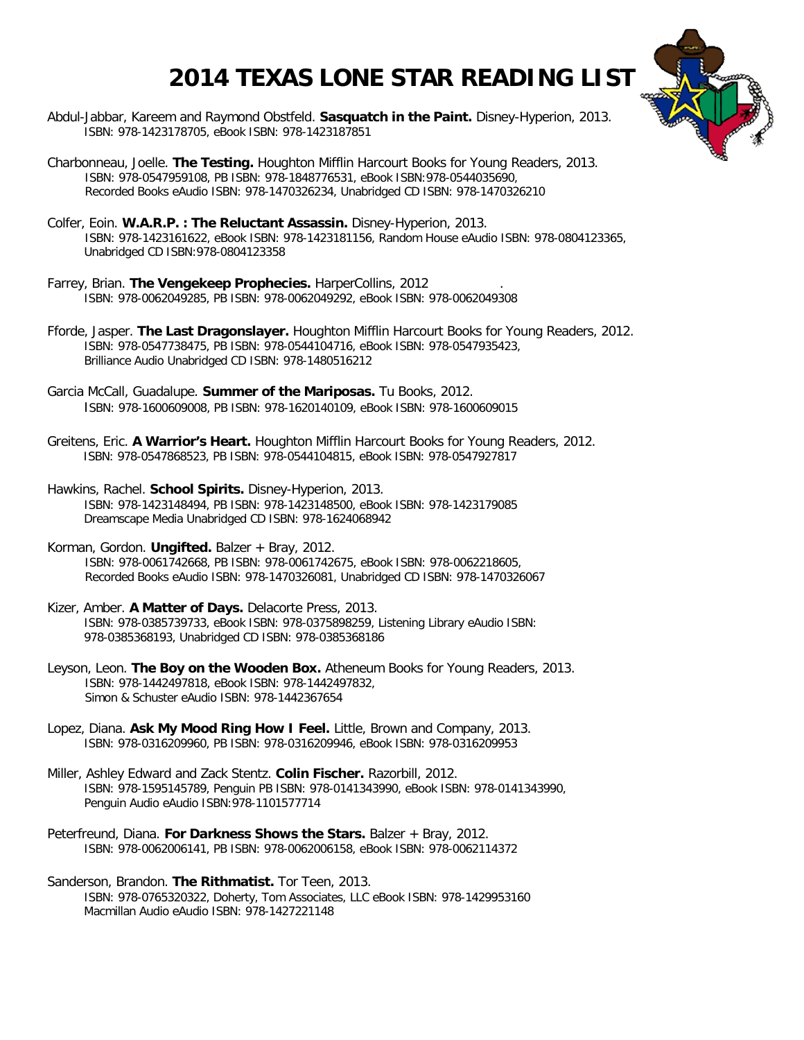# 2014 TEXAS LONE STAR READING LIST

Abdul-Jabbar, Kareem and Raymond Obstfeld. **Sasquatch in the Paint.** Disney-Hyperion, 2013.
ISBN: 978-1423178705, eBook ISBN: 978-1423187851

Charbonneau, Joelle. **The Testing.** Houghton Mifflin Harcourt Books for Young Readers, 2013.
ISBN: 978-0547959108, PB ISBN: 978-1848776531, eBook ISBN:978-0544035690,
Recorded Books eAudio ISBN: 978-1470326234, Unabridged CD ISBN: 978-1470326210

Colfer, Eoin. **W.A.R.P. : The Reluctant Assassin.** Disney-Hyperion, 2013.
ISBN: 978-1423161622, eBook ISBN: 978-1423181156, Random House eAudio ISBN: 978-0804123365,
Unabridged CD ISBN:978-0804123358

Farrey, Brian. **The Vengekeep Prophecies.** HarperCollins, 2012 .
ISBN: 978-0062049285, PB ISBN: 978-0062049292, eBook ISBN: 978-0062049308

Fforde, Jasper. **The Last Dragonslayer.** Houghton Mifflin Harcourt Books for Young Readers, 2012.
ISBN: 978-0547738475, PB ISBN: 978-0544104716, eBook ISBN: 978-0547935423,
Brilliance Audio Unabridged CD ISBN: 978-1480516212

Garcia McCall, Guadalupe. **Summer of the Mariposas.** Tu Books, 2012.
ISBN: 978-1600609008, PB ISBN: 978-1620140109, eBook ISBN: 978-1600609015

Greitens, Eric. **A Warrior's Heart.** Houghton Mifflin Harcourt Books for Young Readers, 2012.
ISBN: 978-0547868523, PB ISBN: 978-0544104815, eBook ISBN: 978-0547927817

Hawkins, Rachel. **School Spirits.** Disney-Hyperion, 2013.
ISBN: 978-1423148494, PB ISBN: 978-1423148500, eBook ISBN: 978-1423179085
Dreamscape Media Unabridged CD ISBN: 978-1624068942

Korman, Gordon. **Ungifted.** Balzer + Bray, 2012.
ISBN: 978-0061742668, PB ISBN: 978-0061742675, eBook ISBN: 978-0062218605,
Recorded Books eAudio ISBN: 978-1470326081, Unabridged CD ISBN: 978-1470326067

Kizer, Amber. **A Matter of Days.** Delacorte Press, 2013.
ISBN: 978-0385739733, eBook ISBN: 978-0375898259, Listening Library eAudio ISBN:
978-0385368193, Unabridged CD ISBN: 978-0385368186

Leyson, Leon. **The Boy on the Wooden Box.** Atheneum Books for Young Readers, 2013.
ISBN: 978-1442497818, eBook ISBN: 978-1442497832,
Simon & Schuster eAudio ISBN: 978-1442367654

Lopez, Diana. **Ask My Mood Ring How I Feel.** Little, Brown and Company, 2013.
ISBN: 978-0316209960, PB ISBN: 978-0316209946, eBook ISBN: 978-0316209953

Miller, Ashley Edward and Zack Stentz. **Colin Fischer.** Razorbill, 2012.
ISBN: 978-1595145789, Penguin PB ISBN: 978-0141343990, eBook ISBN: 978-0141343990,
Penguin Audio eAudio ISBN:978-1101577714

Peterfreund, Diana. **For Darkness Shows the Stars.** Balzer + Bray, 2012.
ISBN: 978-0062006141, PB ISBN: 978-0062006158, eBook ISBN: 978-0062114372

Sanderson, Brandon. **The Rithmatist.** Tor Teen, 2013.
ISBN: 978-0765320322, Doherty, Tom Associates, LLC eBook ISBN: 978-1429953160
Macmillan Audio eAudio ISBN: 978-1427221148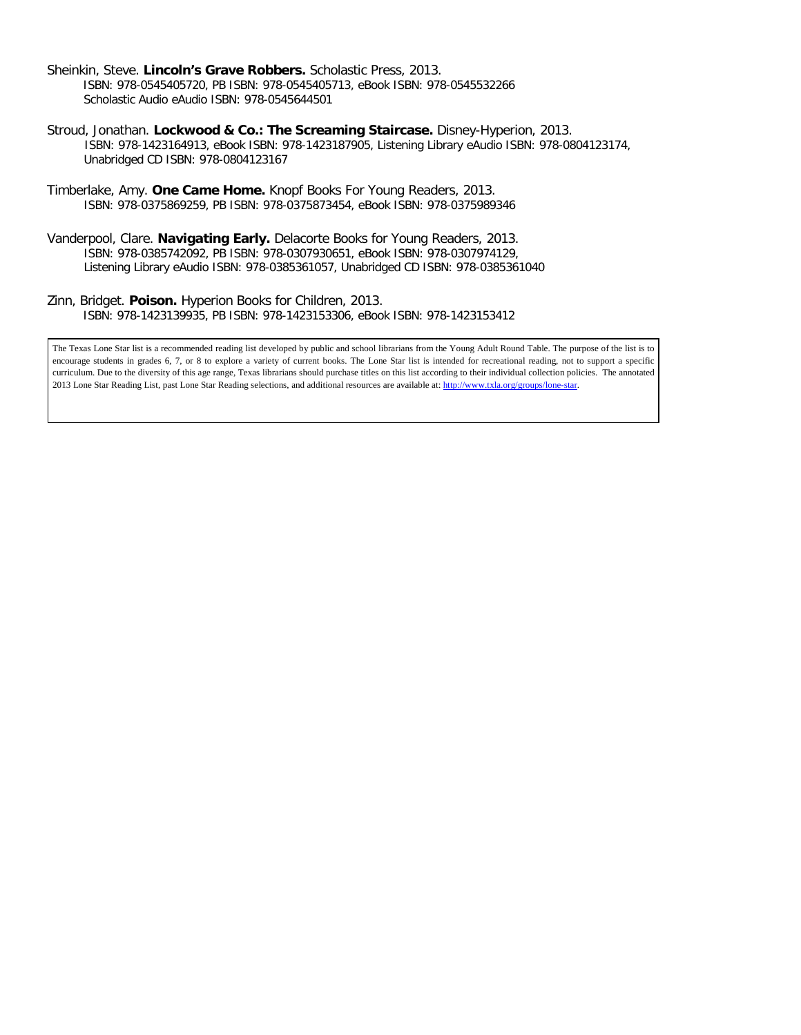Sheinkin, Steve. **Lincoln's Grave Robbers.** Scholastic Press, 2013.
ISBN: 978-0545405720, PB ISBN: 978-0545405713, eBook ISBN: 978-0545532266
Scholastic Audio eAudio ISBN: 978-0545644501

Stroud, Jonathan. **Lockwood & Co.: The Screaming Staircase.** Disney-Hyperion, 2013.
ISBN: 978-1423164913, eBook ISBN: 978-1423187905, Listening Library eAudio ISBN: 978-0804123174,
Unabridged CD ISBN: 978-0804123167

Timberlake, Amy. **One Came Home.** Knopf Books For Young Readers, 2013.
ISBN: 978-0375869259, PB ISBN: 978-0375873454, eBook ISBN: 978-0375989346

Vanderpool, Clare. **Navigating Early.** Delacorte Books for Young Readers, 2013.
ISBN: 978-0385742092, PB ISBN: 978-0307930651, eBook ISBN: 978-0307974129,
Listening Library eAudio ISBN: 978-0385361057, Unabridged CD ISBN: 978-0385361040

Zinn, Bridget. **Poison.** Hyperion Books for Children, 2013.
ISBN: 978-1423139935, PB ISBN: 978-1423153306, eBook ISBN: 978-1423153412

The Texas Lone Star list is a recommended reading list developed by public and school librarians from the Young Adult Round Table. The purpose of the list is to encourage students in grades 6, 7, or 8 to explore a variety of current books. The Lone Star list is intended for recreational reading, not to support a specific curriculum. Due to the diversity of this age range, Texas librarians should purchase titles on this list according to their individual collection policies. The annotated 2013 Lone Star Reading List, past Lone Star Reading selections, and additional resources are available at: http://www.txla.org/groups/lone-star.